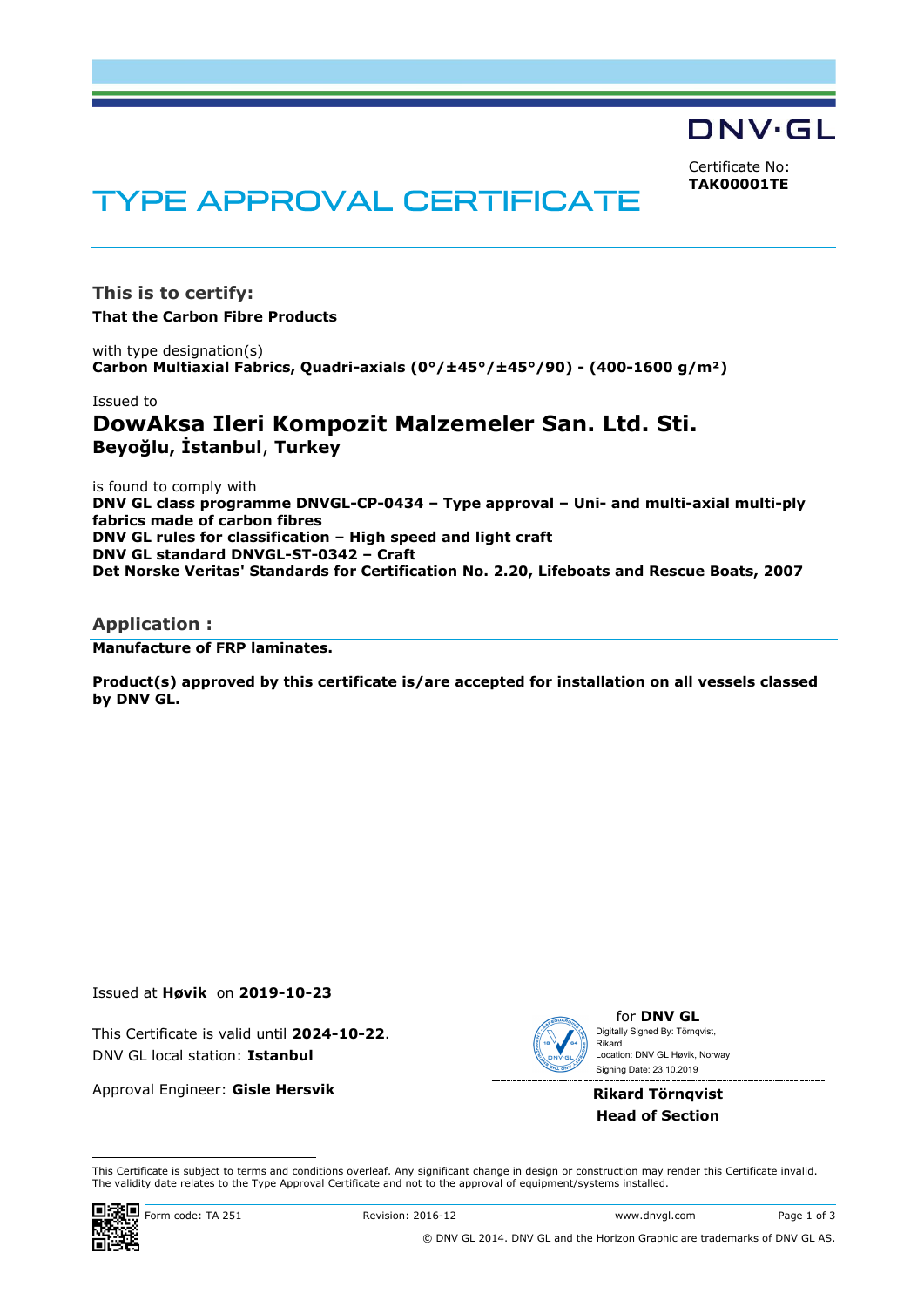DNV·GL

Certificate No:
**TAK00001TE**

# TYPE APPROVAL CERTIFICATE

## This is to certify:

**That the Carbon Fibre Products**

with type designation(s)
**Carbon Multiaxial Fabrics, Quadri-axials (0°/±45°/±45°/90) - (400-1600 g/m²)**

Issued to

### DowAksa Ileri Kompozit Malzemeler San. Ltd. Sti.
**Beyoğlu, İstanbul**, **Turkey**

is found to comply with
**DNV GL class programme DNVGL-CP-0434 – Type approval – Uni- and multi-axial multi-ply fabrics made of carbon fibres**
**DNV GL rules for classification – High speed and light craft**
**DNV GL standard DNVGL-ST-0342 – Craft**
**Det Norske Veritas' Standards for Certification No. 2.20, Lifeboats and Rescue Boats, 2007**

## Application :

**Manufacture of FRP laminates.**

**Product(s) approved by this certificate is/are accepted for installation on all vessels classed by DNV GL.**

Issued at **Høvik** on **2019-10-23**

This Certificate is valid until **2024-10-22**.
DNV GL local station: **Istanbul**

Approval Engineer: **Gisle Hersvik**

for **DNV GL**
Digitally Signed By: Törnqvist, Rikard
Location: DNV GL Høvik, Norway
Signing Date: 23.10.2019

**Rikard Törnqvist**
**Head of Section**

This Certificate is subject to terms and conditions overleaf. Any significant change in design or construction may render this Certificate invalid. The validity date relates to the Type Approval Certificate and not to the approval of equipment/systems installed.

Form code: TA 251 Revision: 2016-12 www.dnvgl.com

© DNV GL 2014. DNV GL and the Horizon Graphic are trademarks of DNV GL AS.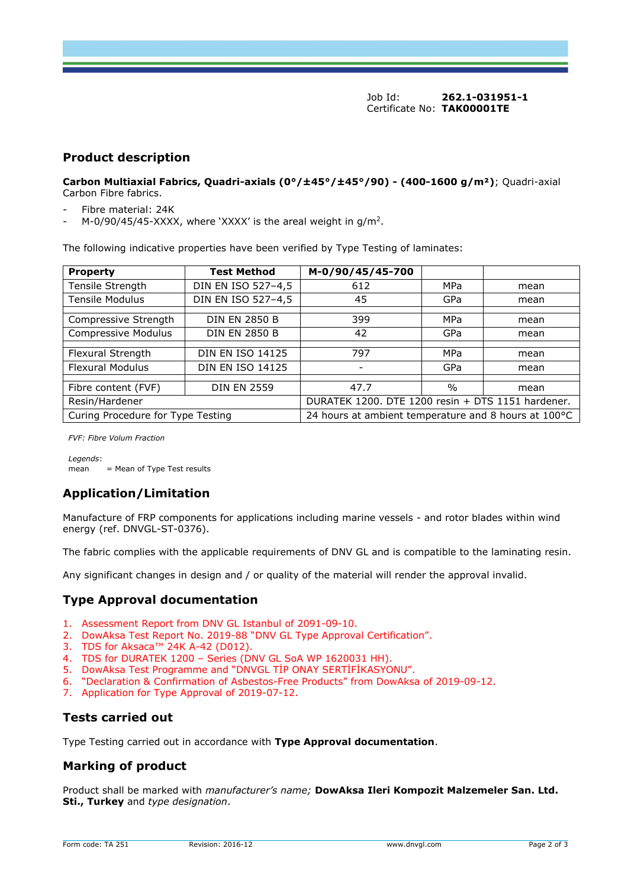Job Id: **262.1-031951-1**
Certificate No: **TAK00001TE**

## Product description

**Carbon Multiaxial Fabrics, Quadri-axials (0°/±45°/±45°/90) - (400-1600 g/m²)**; Quadri-axial Carbon Fibre fabrics.

- Fibre material: 24K
- M-0/90/45/45-XXXX, where 'XXXX' is the areal weight in g/m$^2$.

The following indicative properties have been verified by Type Testing of laminates:

| **Property** | **Test Method** | **M-0/90/45/45-700** | | |
|---|---|---|---|---|
| Tensile Strength | DIN EN ISO 527–4,5 | 612 | MPa | mean |
| Tensile Modulus | DIN EN ISO 527–4,5 | 45 | GPa | mean |
| | | | | |
| Compressive Strength | DIN EN 2850 B | 399 | MPa | mean |
| Compressive Modulus | DIN EN 2850 B | 42 | GPa | mean |
| | | | | |
| Flexural Strength | DIN EN ISO 14125 | 797 | MPa | mean |
| Flexural Modulus | DIN EN ISO 14125 | - | GPa | mean |
| | | | | |
| Fibre content (FVF) | DIN EN 2559 | 47.7 | % | mean |
| Resin/Hardener | | DURATEK 1200. DTE 1200 resin + DTS 1151 hardener. | | |
| Curing Procedure for Type Testing | | 24 hours at ambient temperature and 8 hours at 100°C | | |

*FVF: Fibre Volum Fraction*

*Legends*:
mean = Mean of Type Test results

## Application/Limitation

Manufacture of FRP components for applications including marine vessels - and rotor blades within wind energy (ref. DNVGL-ST-0376).

The fabric complies with the applicable requirements of DNV GL and is compatible to the laminating resin.

Any significant changes in design and / or quality of the material will render the approval invalid.

## Type Approval documentation

1. Assessment Report from DNV GL Istanbul of 2091-09-10.
2. DowAksa Test Report No. 2019-88 "DNV GL Type Approval Certification".
3. TDS for Aksaca™ 24K A-42 (D012).
4. TDS for DURATEK 1200 – Series (DNV GL SoA WP 1620031 HH).
5. DowAksa Test Programme and "DNVGL TİP ONAY SERTİFİKASYONU".
6. "Declaration & Confirmation of Asbestos-Free Products" from DowAksa of 2019-09-12.
7. Application for Type Approval of 2019-07-12.

## Tests carried out

Type Testing carried out in accordance with **Type Approval documentation**.

## Marking of product

Product shall be marked with *manufacturer's name;* **DowAksa Ileri Kompozit Malzemeler San. Ltd. Sti., Turkey** and *type designation*.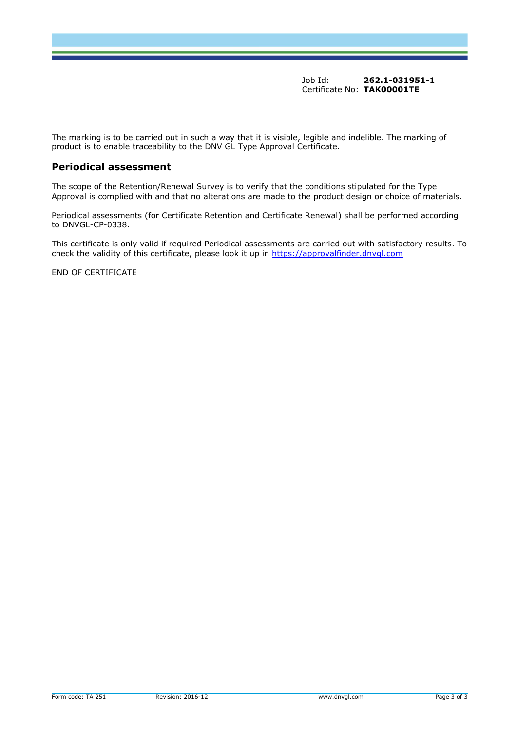Job Id: **262.1-031951-1**
Certificate No: **TAK00001TE**

The marking is to be carried out in such a way that it is visible, legible and indelible. The marking of product is to enable traceability to the DNV GL Type Approval Certificate.

## Periodical assessment

The scope of the Retention/Renewal Survey is to verify that the conditions stipulated for the Type Approval is complied with and that no alterations are made to the product design or choice of materials.

Periodical assessments (for Certificate Retention and Certificate Renewal) shall be performed according to DNVGL-CP-0338.

This certificate is only valid if required Periodical assessments are carried out with satisfactory results. To check the validity of this certificate, please look it up in https://approvalfinder.dnvgl.com

END OF CERTIFICATE